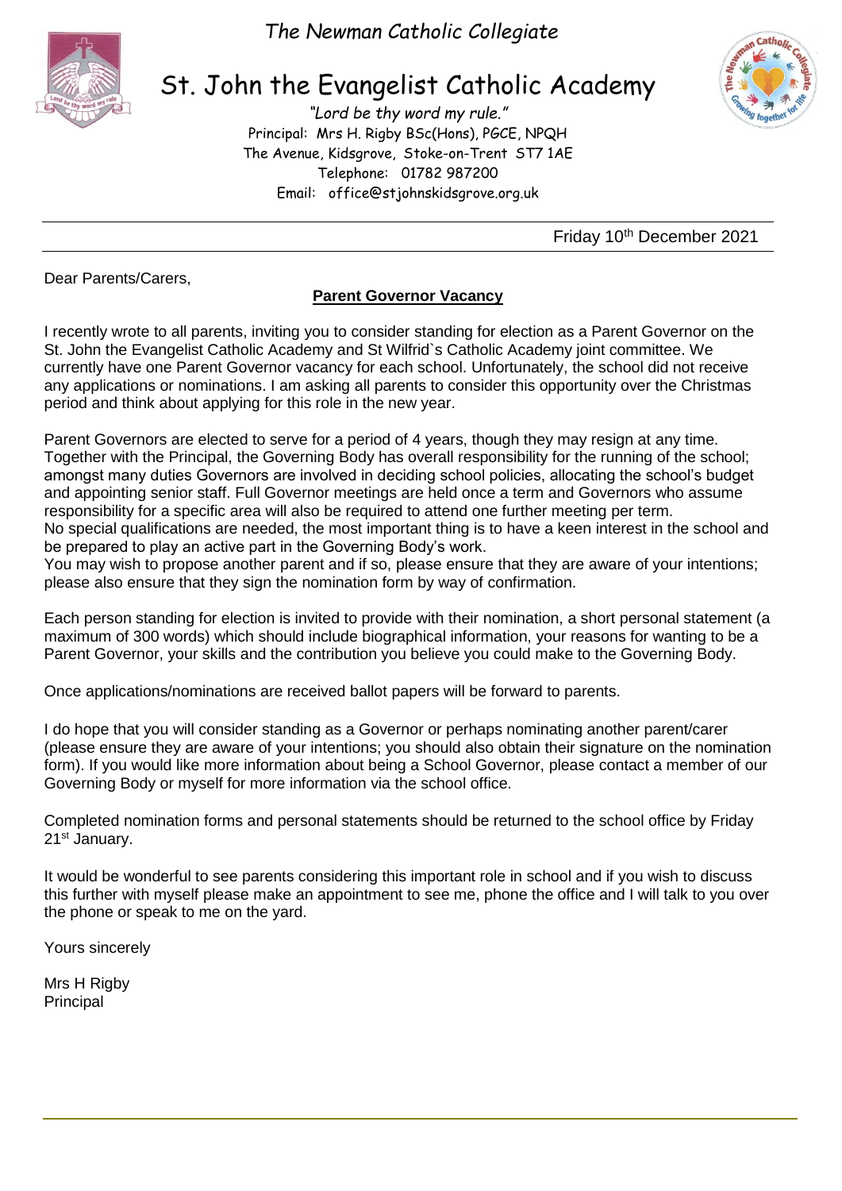*The Newman Catholic Collegiate*

# St. John the Evangelist Catholic Academy

*"Lord be thy word my rule."*
Principal: Mrs H. Rigby BSc(Hons), PGCE, NPQH
The Avenue, Kidsgrove, Stoke-on-Trent ST7 1AE
Telephone: 01782 987200
Email: office@stjohnskidsgrove.org.uk

Friday 10th December 2021

Dear Parents/Carers,

**Parent Governor Vacancy**

I recently wrote to all parents, inviting you to consider standing for election as a Parent Governor on the St. John the Evangelist Catholic Academy and St Wilfrid`s Catholic Academy joint committee. We currently have one Parent Governor vacancy for each school. Unfortunately, the school did not receive any applications or nominations. I am asking all parents to consider this opportunity over the Christmas period and think about applying for this role in the new year.

Parent Governors are elected to serve for a period of 4 years, though they may resign at any time. Together with the Principal, the Governing Body has overall responsibility for the running of the school; amongst many duties Governors are involved in deciding school policies, allocating the school's budget and appointing senior staff. Full Governor meetings are held once a term and Governors who assume responsibility for a specific area will also be required to attend one further meeting per term.
No special qualifications are needed, the most important thing is to have a keen interest in the school and be prepared to play an active part in the Governing Body's work.
You may wish to propose another parent and if so, please ensure that they are aware of your intentions; please also ensure that they sign the nomination form by way of confirmation.

Each person standing for election is invited to provide with their nomination, a short personal statement (a maximum of 300 words) which should include biographical information, your reasons for wanting to be a Parent Governor, your skills and the contribution you believe you could make to the Governing Body.

Once applications/nominations are received ballot papers will be forward to parents.

I do hope that you will consider standing as a Governor or perhaps nominating another parent/carer (please ensure they are aware of your intentions; you should also obtain their signature on the nomination form). If you would like more information about being a School Governor, please contact a member of our Governing Body or myself for more information via the school office.

Completed nomination forms and personal statements should be returned to the school office by Friday 21st January.

It would be wonderful to see parents considering this important role in school and if you wish to discuss this further with myself please make an appointment to see me, phone the office and I will talk to you over the phone or speak to me on the yard.

Yours sincerely

Mrs H Rigby
Principal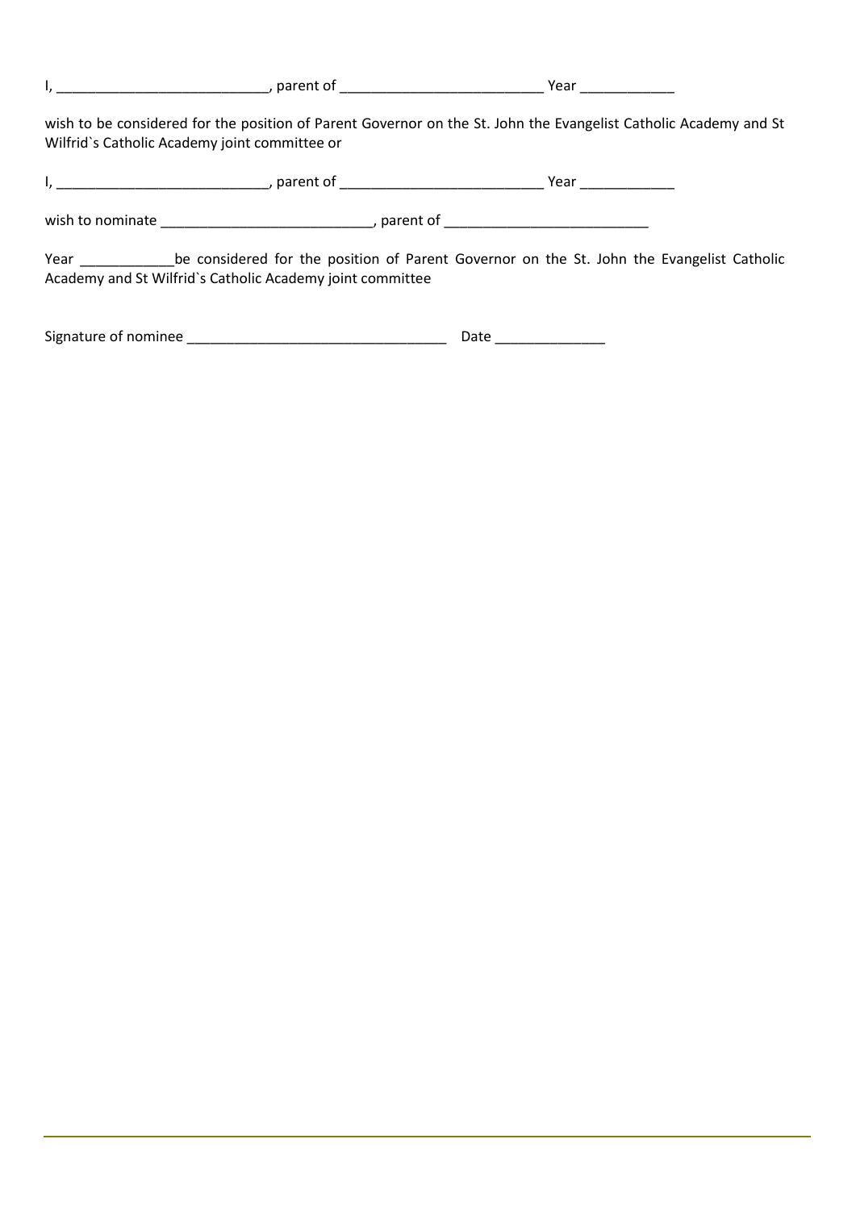I, ___________________________, parent of __________________________ Year ____________

wish to be considered for the position of Parent Governor on the St. John the Evangelist Catholic Academy and St Wilfrid`s Catholic Academy joint committee or

I, ___________________________, parent of __________________________ Year ____________

wish to nominate ___________________________, parent of __________________________

Year ____________be considered for the position of Parent Governor on the St. John the Evangelist Catholic Academy and St Wilfrid`s Catholic Academy joint committee

Signature of nominee _________________________________ Date ______________